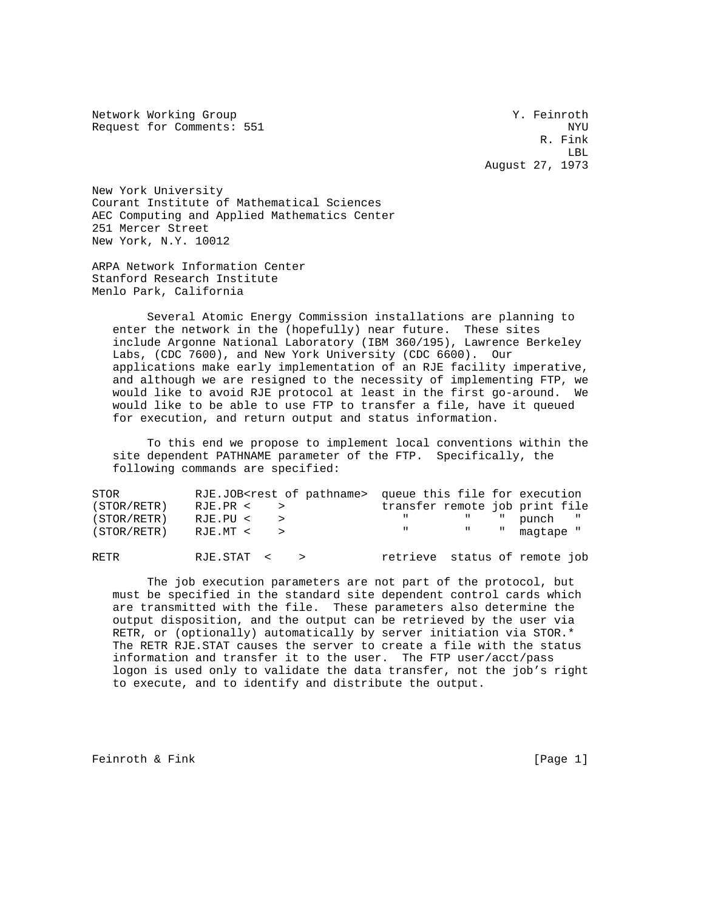Network Working Group Y. Feinroth
Request for Comments: 551 NYU
R. Fink
LBL
August 27, 1973

New York University
Courant Institute of Mathematical Sciences
AEC Computing and Applied Mathematics Center
251 Mercer Street
New York, N.Y. 10012

ARPA Network Information Center
Stanford Research Institute
Menlo Park, California

Several Atomic Energy Commission installations are planning to enter the network in the (hopefully) near future. These sites include Argonne National Laboratory (IBM 360/195), Lawrence Berkeley Labs, (CDC 7600), and New York University (CDC 6600). Our applications make early implementation of an RJE facility imperative, and although we are resigned to the necessity of implementing FTP, we would like to avoid RJE protocol at least in the first go-around. We would like to be able to use FTP to transfer a file, have it queued for execution, and return output and status information.

To this end we propose to implement local conventions within the site dependent PATHNAME parameter of the FTP. Specifically, the following commands are specified:

```
STOR          RJE.JOB<rest of pathname>  queue this file for execution
(STOR/RETR)   RJE.PR <    >              transfer remote job print file
(STOR/RETR)   RJE.PU <    >                 "       "    "  punch   "
(STOR/RETR)   RJE.MT <    >                 "       "    "  magtape "

RETR          RJE.STAT  <    >           retrieve  status of remote job
```

The job execution parameters are not part of the protocol, but must be specified in the standard site dependent control cards which are transmitted with the file. These parameters also determine the output disposition, and the output can be retrieved by the user via RETR, or (optionally) automatically by server initiation via STOR.* The RETR RJE.STAT causes the server to create a file with the status information and transfer it to the user. The FTP user/acct/pass logon is used only to validate the data transfer, not the job's right to execute, and to identify and distribute the output.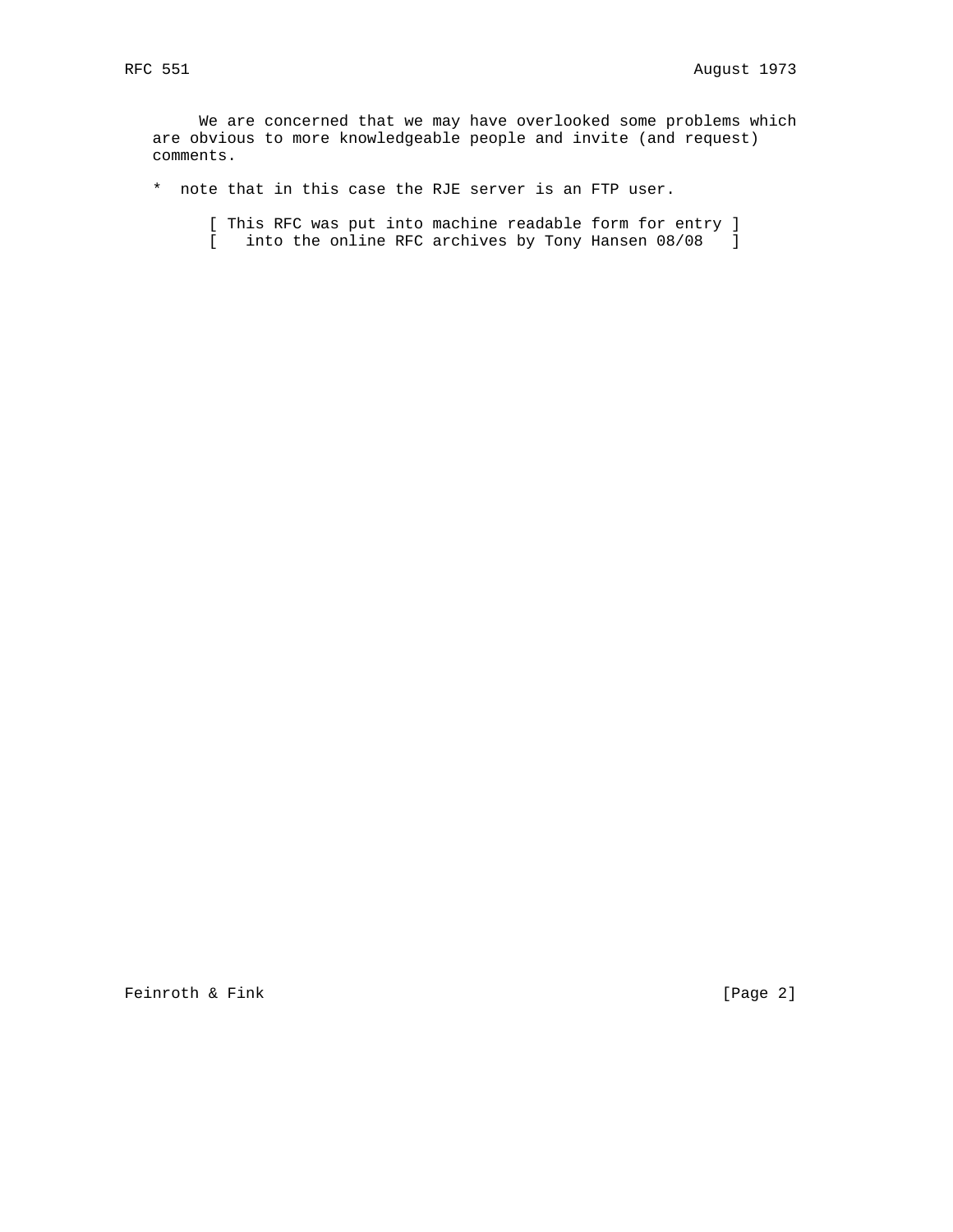We are concerned that we may have overlooked some problems which are obvious to more knowledgeable people and invite (and request) comments.

* note that in this case the RJE server is an FTP user.

[ This RFC was put into machine readable form for entry ]
[ into the online RFC archives by Tony Hansen 08/08 ]